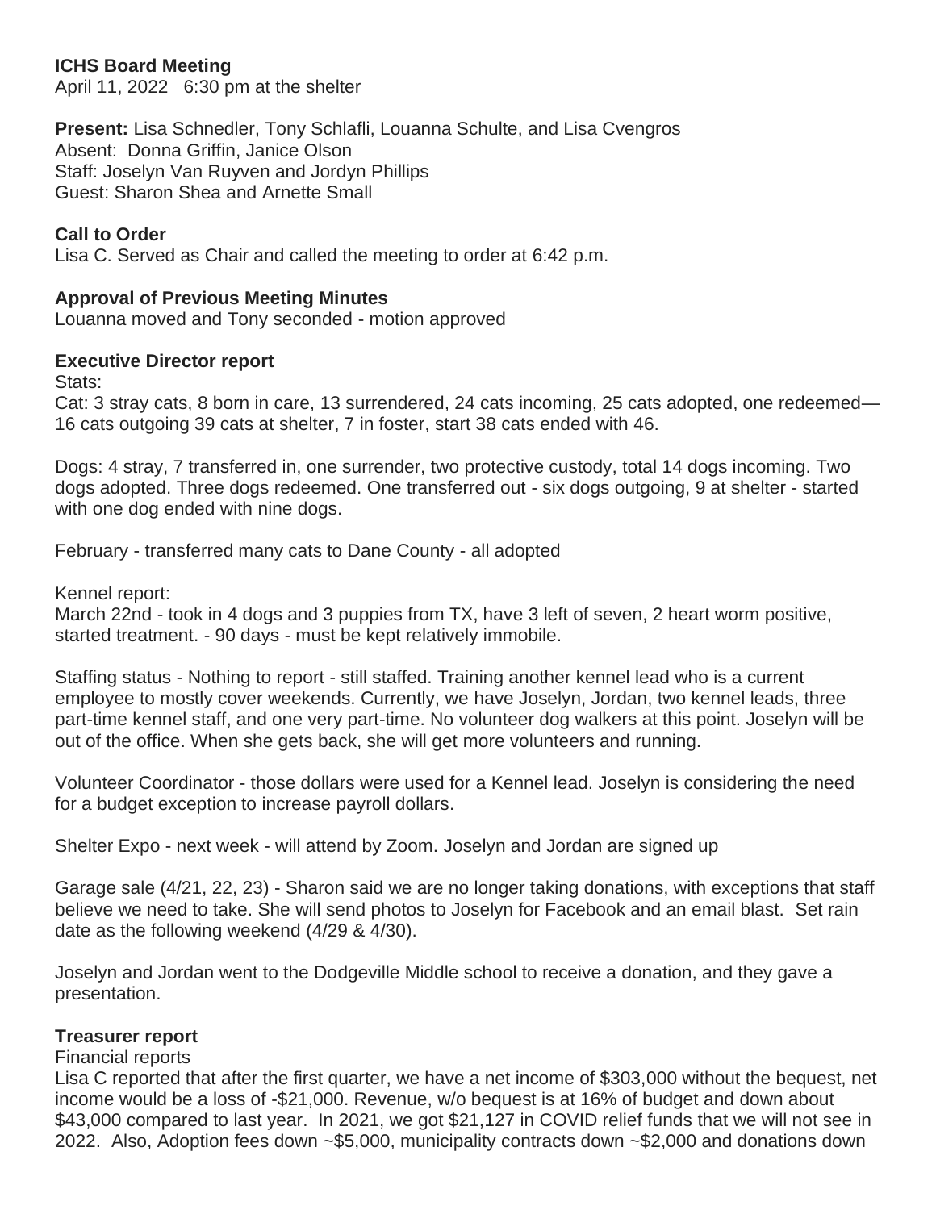**ICHS Board Meeting**
April 11, 2022 6:30 pm at the shelter

**Present:** Lisa Schnedler, Tony Schlafli, Louanna Schulte, and Lisa Cvengros
Absent: Donna Griffin, Janice Olson
Staff: Joselyn Van Ruyven and Jordyn Phillips
Guest: Sharon Shea and Arnette Small

**Call to Order**
Lisa C. Served as Chair and called the meeting to order at 6:42 p.m.

**Approval of Previous Meeting Minutes**
Louanna moved and Tony seconded - motion approved

**Executive Director report**
Stats:
Cat: 3 stray cats, 8 born in care, 13 surrendered, 24 cats incoming, 25 cats adopted, one redeemed—16 cats outgoing 39 cats at shelter, 7 in foster, start 38 cats ended with 46.

Dogs: 4 stray, 7 transferred in, one surrender, two protective custody, total 14 dogs incoming. Two dogs adopted. Three dogs redeemed. One transferred out - six dogs outgoing, 9 at shelter - started with one dog ended with nine dogs.

February - transferred many cats to Dane County - all adopted

Kennel report:
March 22nd - took in 4 dogs and 3 puppies from TX, have 3 left of seven, 2 heart worm positive, started treatment. - 90 days - must be kept relatively immobile.

Staffing status - Nothing to report - still staffed. Training another kennel lead who is a current employee to mostly cover weekends. Currently, we have Joselyn, Jordan, two kennel leads, three part-time kennel staff, and one very part-time. No volunteer dog walkers at this point. Joselyn will be out of the office. When she gets back, she will get more volunteers and running.

Volunteer Coordinator - those dollars were used for a Kennel lead. Joselyn is considering the need for a budget exception to increase payroll dollars.

Shelter Expo - next week - will attend by Zoom. Joselyn and Jordan are signed up

Garage sale (4/21, 22, 23) - Sharon said we are no longer taking donations, with exceptions that staff believe we need to take. She will send photos to Joselyn for Facebook and an email blast. Set rain date as the following weekend (4/29 & 4/30).

Joselyn and Jordan went to the Dodgeville Middle school to receive a donation, and they gave a presentation.

**Treasurer report**
Financial reports
Lisa C reported that after the first quarter, we have a net income of $303,000 without the bequest, net income would be a loss of -$21,000. Revenue, w/o bequest is at 16% of budget and down about $43,000 compared to last year. In 2021, we got $21,127 in COVID relief funds that we will not see in 2022. Also, Adoption fees down ~$5,000, municipality contracts down ~$2,000 and donations down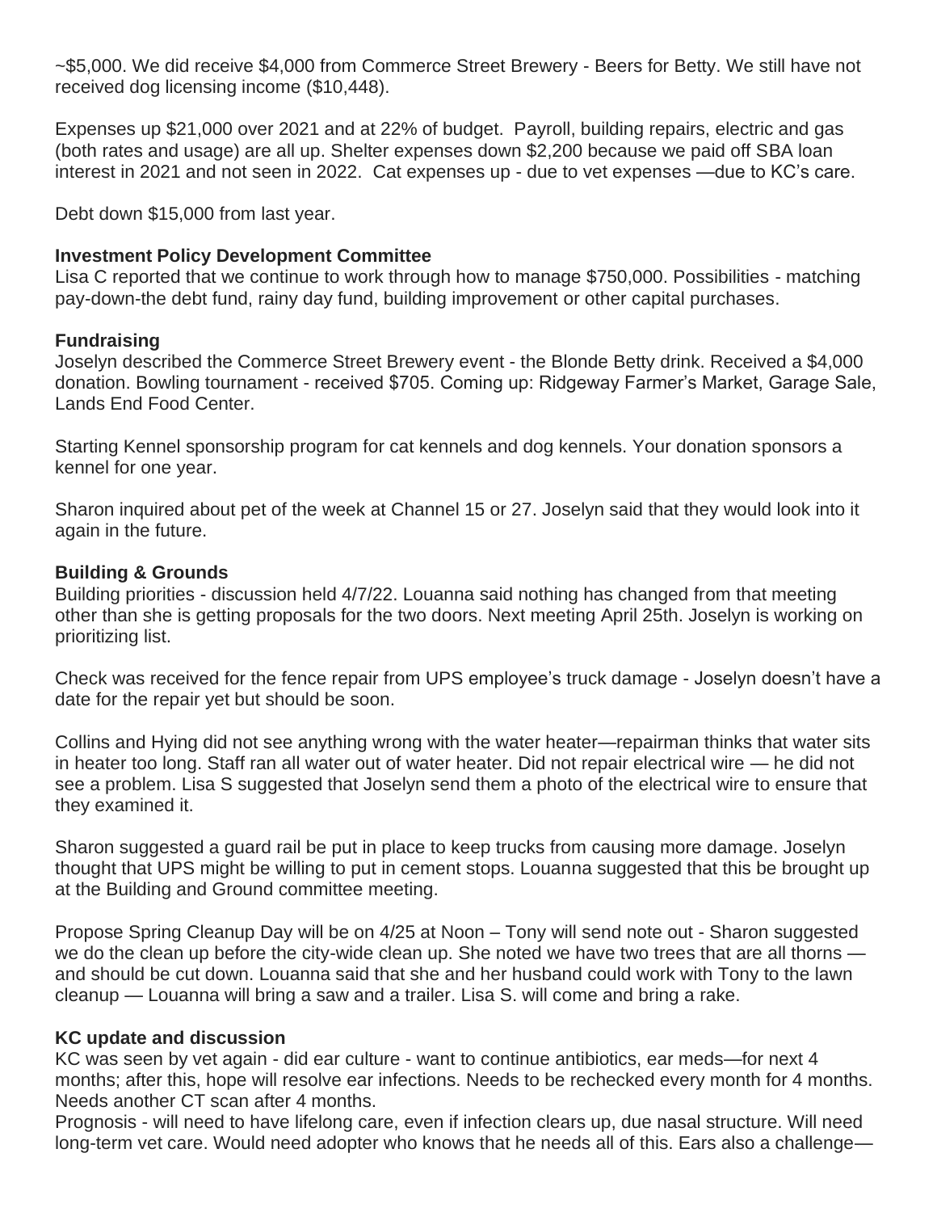~$5,000. We did receive $4,000 from Commerce Street Brewery - Beers for Betty. We still have not received dog licensing income ($10,448).

Expenses up $21,000 over 2021 and at 22% of budget. Payroll, building repairs, electric and gas (both rates and usage) are all up. Shelter expenses down $2,200 because we paid off SBA loan interest in 2021 and not seen in 2022. Cat expenses up - due to vet expenses —due to KC's care.

Debt down $15,000 from last year.

**Investment Policy Development Committee**
Lisa C reported that we continue to work through how to manage $750,000. Possibilities - matching pay-down-the debt fund, rainy day fund, building improvement or other capital purchases.

**Fundraising**
Joselyn described the Commerce Street Brewery event - the Blonde Betty drink. Received a $4,000 donation. Bowling tournament - received $705. Coming up: Ridgeway Farmer's Market, Garage Sale, Lands End Food Center.

Starting Kennel sponsorship program for cat kennels and dog kennels. Your donation sponsors a kennel for one year.

Sharon inquired about pet of the week at Channel 15 or 27. Joselyn said that they would look into it again in the future.

**Building & Grounds**
Building priorities - discussion held 4/7/22. Louanna said nothing has changed from that meeting other than she is getting proposals for the two doors. Next meeting April 25th. Joselyn is working on prioritizing list.

Check was received for the fence repair from UPS employee's truck damage - Joselyn doesn't have a date for the repair yet but should be soon.

Collins and Hying did not see anything wrong with the water heater—repairman thinks that water sits in heater too long. Staff ran all water out of water heater. Did not repair electrical wire — he did not see a problem. Lisa S suggested that Joselyn send them a photo of the electrical wire to ensure that they examined it.

Sharon suggested a guard rail be put in place to keep trucks from causing more damage. Joselyn thought that UPS might be willing to put in cement stops. Louanna suggested that this be brought up at the Building and Ground committee meeting.

Propose Spring Cleanup Day will be on 4/25 at Noon – Tony will send note out - Sharon suggested we do the clean up before the city-wide clean up. She noted we have two trees that are all thorns — and should be cut down. Louanna said that she and her husband could work with Tony to the lawn cleanup — Louanna will bring a saw and a trailer. Lisa S. will come and bring a rake.

**KC update and discussion**
KC was seen by vet again - did ear culture - want to continue antibiotics, ear meds—for next 4 months; after this, hope will resolve ear infections. Needs to be rechecked every month for 4 months. Needs another CT scan after 4 months.
Prognosis - will need to have lifelong care, even if infection clears up, due nasal structure. Will need long-term vet care. Would need adopter who knows that he needs all of this. Ears also a challenge—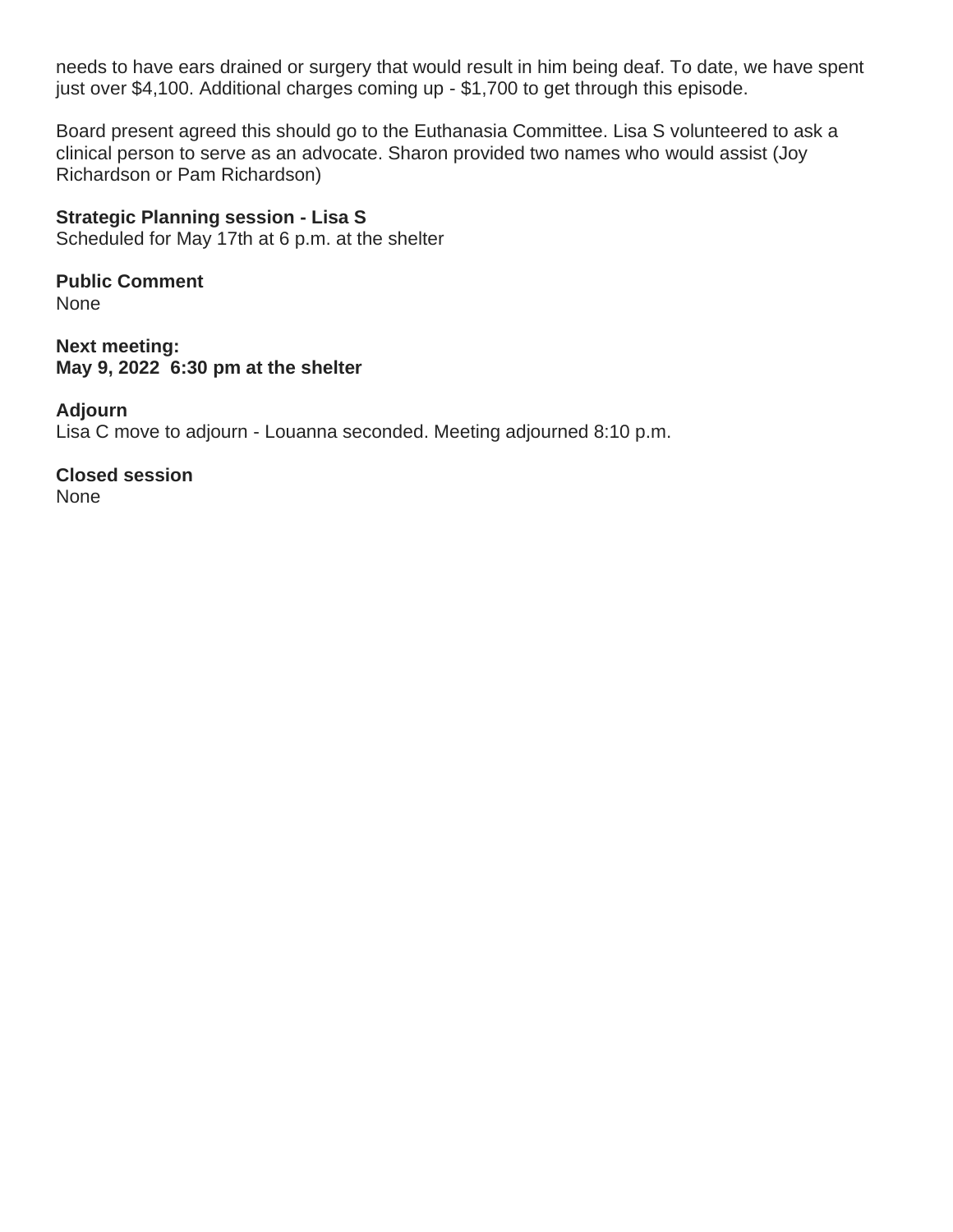needs to have ears drained or surgery that would result in him being deaf. To date, we have spent just over $4,100. Additional charges coming up - $1,700 to get through this episode.

Board present agreed this should go to the Euthanasia Committee. Lisa S volunteered to ask a clinical person to serve as an advocate. Sharon provided two names who would assist (Joy Richardson or Pam Richardson)

**Strategic Planning session - Lisa S**
Scheduled for May 17th at 6 p.m. at the shelter

**Public Comment**
None

**Next meeting:**
**May 9, 2022 6:30 pm at the shelter**

**Adjourn**
Lisa C move to adjourn - Louanna seconded. Meeting adjourned 8:10 p.m.

**Closed session**
None